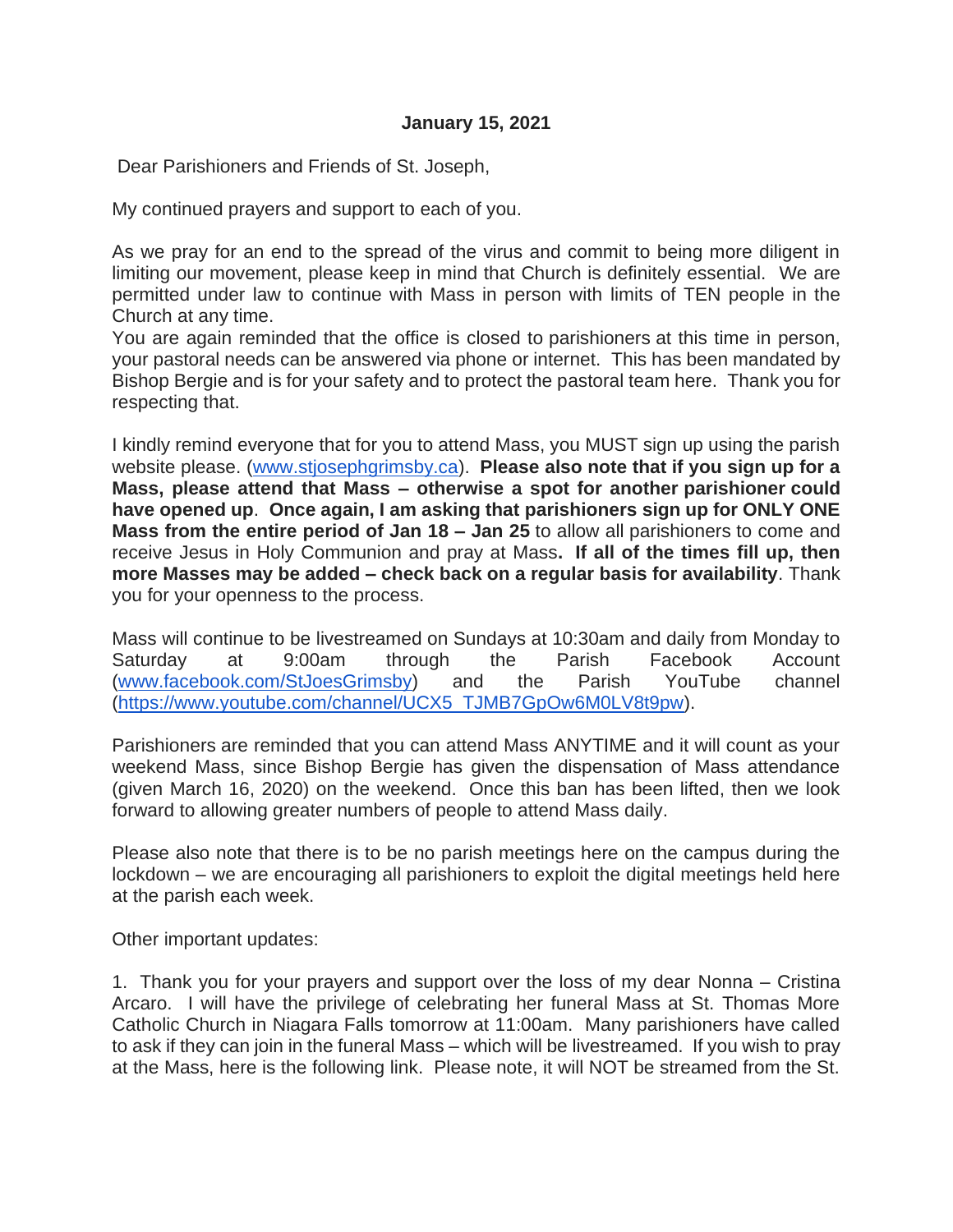**January 15, 2021**

Dear Parishioners and Friends of St. Joseph,

My continued prayers and support to each of you.

As we pray for an end to the spread of the virus and commit to being more diligent in limiting our movement, please keep in mind that Church is definitely essential. We are permitted under law to continue with Mass in person with limits of TEN people in the Church at any time.
You are again reminded that the office is closed to parishioners at this time in person, your pastoral needs can be answered via phone or internet. This has been mandated by Bishop Bergie and is for your safety and to protect the pastoral team here. Thank you for respecting that.

I kindly remind everyone that for you to attend Mass, you MUST sign up using the parish website please. (www.stjosephgrimsby.ca). **Please also note that if you sign up for a Mass, please attend that Mass – otherwise a spot for another parishioner could have opened up**. **Once again, I am asking that parishioners sign up for ONLY ONE Mass from the entire period of Jan 18 – Jan 25** to allow all parishioners to come and receive Jesus in Holy Communion and pray at Mass**. If all of the times fill up, then more Masses may be added – check back on a regular basis for availability**. Thank you for your openness to the process.

Mass will continue to be livestreamed on Sundays at 10:30am and daily from Monday to Saturday at 9:00am through the Parish Facebook Account (www.facebook.com/StJoesGrimsby) and the Parish YouTube channel (https://www.youtube.com/channel/UCX5_TJMB7GpOw6M0LV8t9pw).

Parishioners are reminded that you can attend Mass ANYTIME and it will count as your weekend Mass, since Bishop Bergie has given the dispensation of Mass attendance (given March 16, 2020) on the weekend. Once this ban has been lifted, then we look forward to allowing greater numbers of people to attend Mass daily.

Please also note that there is to be no parish meetings here on the campus during the lockdown – we are encouraging all parishioners to exploit the digital meetings held here at the parish each week.

Other important updates:

1. Thank you for your prayers and support over the loss of my dear Nonna – Cristina Arcaro. I will have the privilege of celebrating her funeral Mass at St. Thomas More Catholic Church in Niagara Falls tomorrow at 11:00am. Many parishioners have called to ask if they can join in the funeral Mass – which will be livestreamed. If you wish to pray at the Mass, here is the following link. Please note, it will NOT be streamed from the St.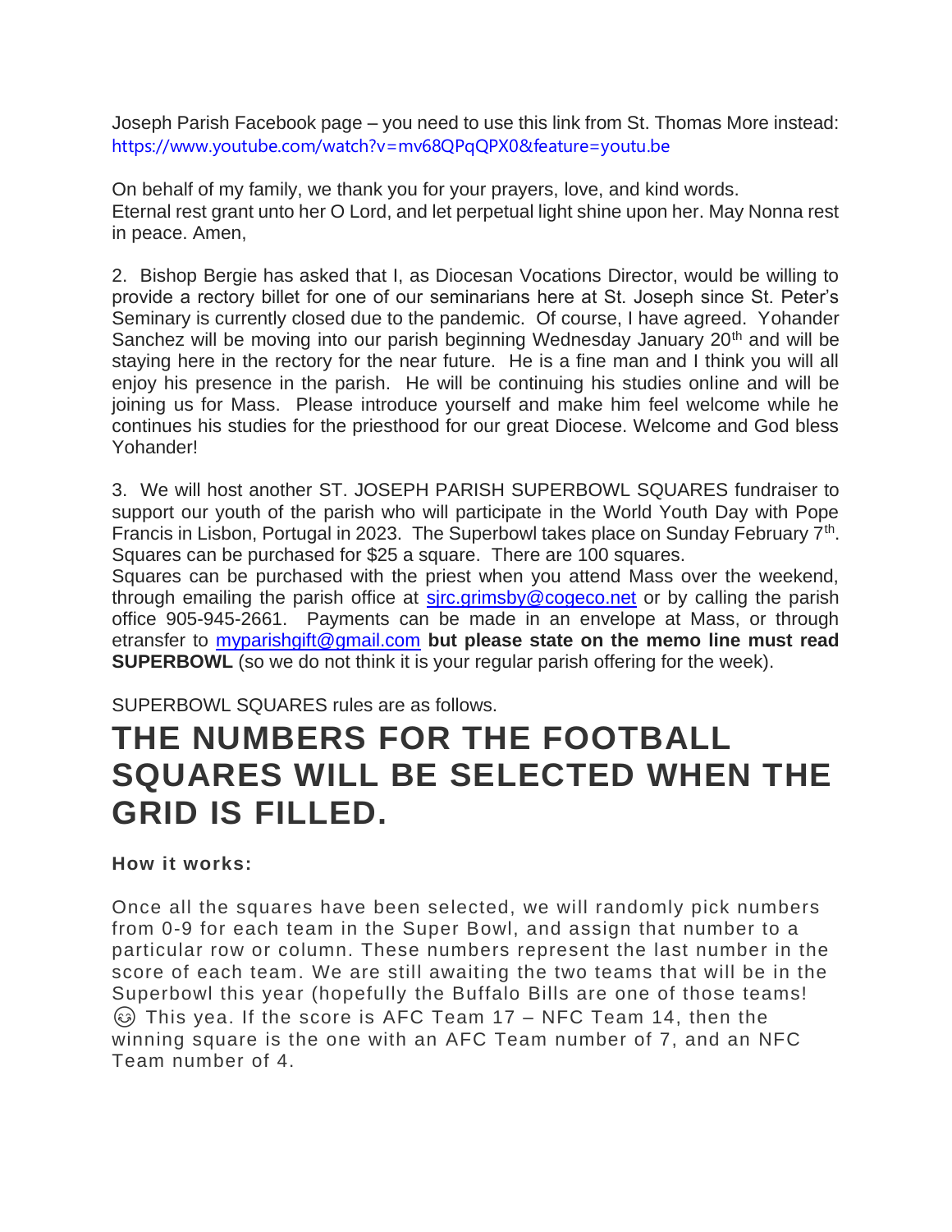Joseph Parish Facebook page – you need to use this link from St. Thomas More instead: https://www.youtube.com/watch?v=mv68QPqQPX0&feature=youtu.be

On behalf of my family, we thank you for your prayers, love, and kind words.
Eternal rest grant unto her O Lord, and let perpetual light shine upon her. May Nonna rest in peace. Amen,

2. Bishop Bergie has asked that I, as Diocesan Vocations Director, would be willing to provide a rectory billet for one of our seminarians here at St. Joseph since St. Peter's Seminary is currently closed due to the pandemic. Of course, I have agreed. Yohander Sanchez will be moving into our parish beginning Wednesday January 20th and will be staying here in the rectory for the near future. He is a fine man and I think you will all enjoy his presence in the parish. He will be continuing his studies online and will be joining us for Mass. Please introduce yourself and make him feel welcome while he continues his studies for the priesthood for our great Diocese. Welcome and God bless Yohander!

3. We will host another ST. JOSEPH PARISH SUPERBOWL SQUARES fundraiser to support our youth of the parish who will participate in the World Youth Day with Pope Francis in Lisbon, Portugal in 2023. The Superbowl takes place on Sunday February 7th. Squares can be purchased for $25 a square. There are 100 squares.
Squares can be purchased with the priest when you attend Mass over the weekend, through emailing the parish office at sjrc.grimsby@cogeco.net or by calling the parish office 905-945-2661. Payments can be made in an envelope at Mass, or through etransfer to myparishgift@gmail.com **but please state on the memo line must read SUPERBOWL** (so we do not think it is your regular parish offering for the week).

SUPERBOWL SQUARES rules are as follows.

# THE NUMBERS FOR THE FOOTBALL SQUARES WILL BE SELECTED WHEN THE GRID IS FILLED.

**How it works:**

Once all the squares have been selected, we will randomly pick numbers from 0-9 for each team in the Super Bowl, and assign that number to a particular row or column. These numbers represent the last number in the score of each team. We are still awaiting the two teams that will be in the Superbowl this year (hopefully the Buffalo Bills are one of those teams! 😊 This yea. If the score is AFC Team 17 – NFC Team 14, then the winning square is the one with an AFC Team number of 7, and an NFC Team number of 4.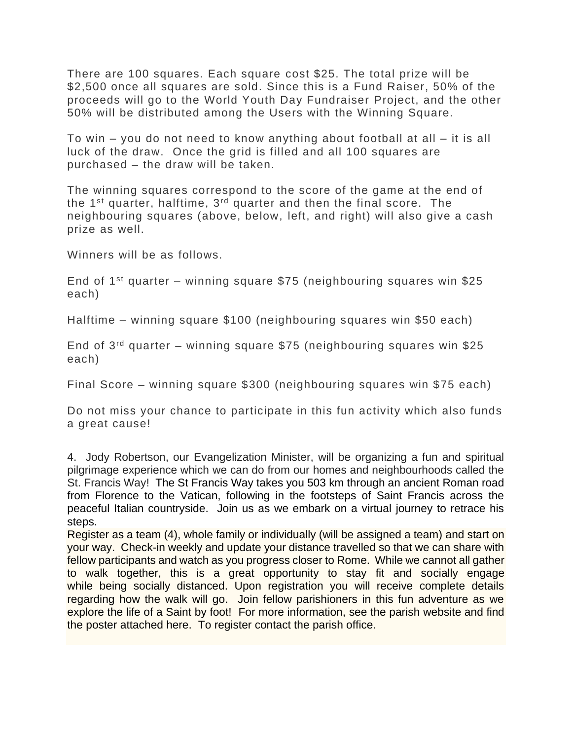There are 100 squares. Each square cost $25. The total prize will be $2,500 once all squares are sold. Since this is a Fund Raiser, 50% of the proceeds will go to the World Youth Day Fundraiser Project, and the other 50% will be distributed among the Users with the Winning Square.

To win – you do not need to know anything about football at all – it is all luck of the draw. Once the grid is filled and all 100 squares are purchased – the draw will be taken.

The winning squares correspond to the score of the game at the end of the 1st quarter, halftime, 3rd quarter and then the final score. The neighbouring squares (above, below, left, and right) will also give a cash prize as well.

Winners will be as follows.

End of 1st quarter – winning square $75 (neighbouring squares win $25 each)

Halftime – winning square $100 (neighbouring squares win $50 each)

End of 3rd quarter – winning square $75 (neighbouring squares win $25 each)

Final Score – winning square $300 (neighbouring squares win $75 each)

Do not miss your chance to participate in this fun activity which also funds a great cause!

4. Jody Robertson, our Evangelization Minister, will be organizing a fun and spiritual pilgrimage experience which we can do from our homes and neighbourhoods called the St. Francis Way! The St Francis Way takes you 503 km through an ancient Roman road from Florence to the Vatican, following in the footsteps of Saint Francis across the peaceful Italian countryside. Join us as we embark on a virtual journey to retrace his steps.

Register as a team (4), whole family or individually (will be assigned a team) and start on your way. Check-in weekly and update your distance travelled so that we can share with fellow participants and watch as you progress closer to Rome. While we cannot all gather to walk together, this is a great opportunity to stay fit and socially engage while being socially distanced. Upon registration you will receive complete details regarding how the walk will go. Join fellow parishioners in this fun adventure as we explore the life of a Saint by foot! For more information, see the parish website and find the poster attached here. To register contact the parish office.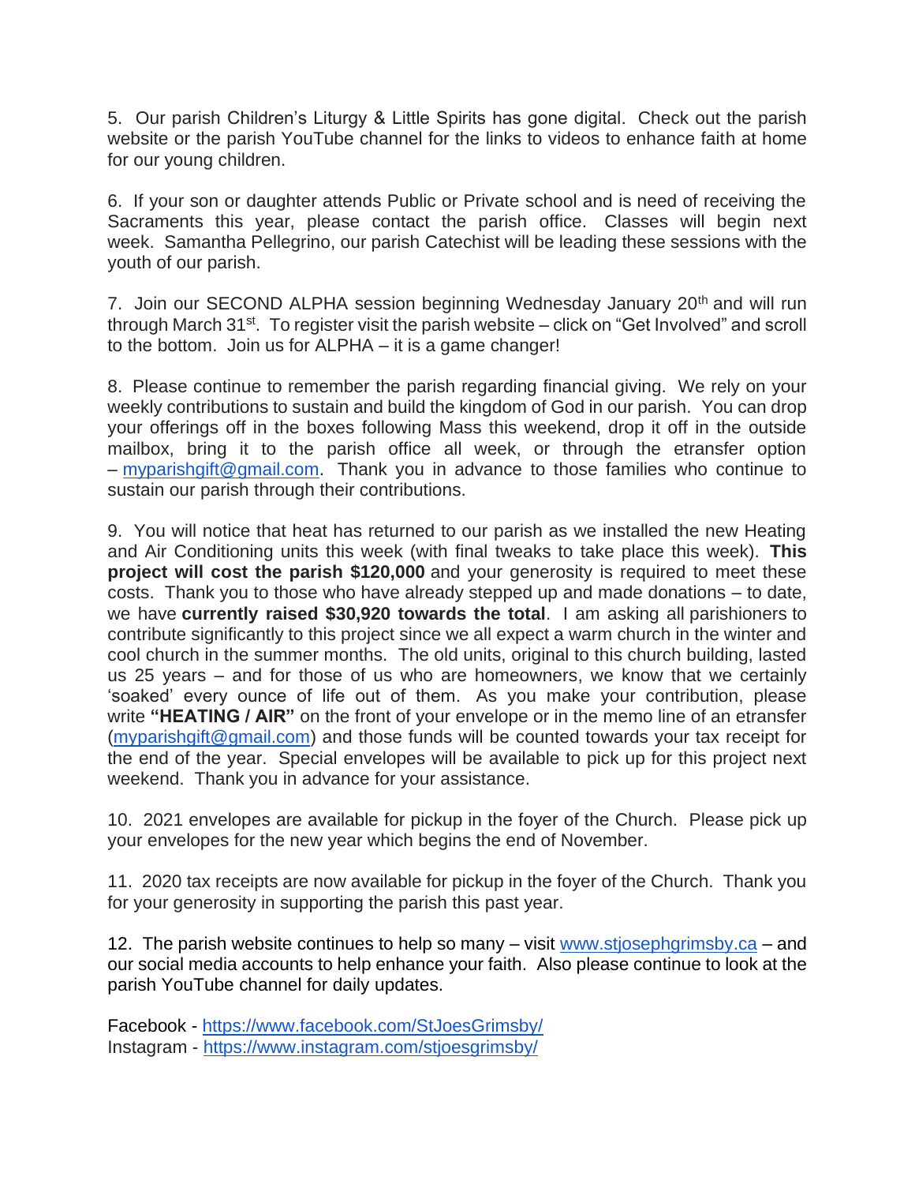5. Our parish Children's Liturgy & Little Spirits has gone digital. Check out the parish website or the parish YouTube channel for the links to videos to enhance faith at home for our young children.

6. If your son or daughter attends Public or Private school and is need of receiving the Sacraments this year, please contact the parish office. Classes will begin next week. Samantha Pellegrino, our parish Catechist will be leading these sessions with the youth of our parish.

7. Join our SECOND ALPHA session beginning Wednesday January 20th and will run through March 31st. To register visit the parish website – click on "Get Involved" and scroll to the bottom. Join us for ALPHA – it is a game changer!

8. Please continue to remember the parish regarding financial giving. We rely on your weekly contributions to sustain and build the kingdom of God in our parish. You can drop your offerings off in the boxes following Mass this weekend, drop it off in the outside mailbox, bring it to the parish office all week, or through the etransfer option – myparishgift@gmail.com. Thank you in advance to those families who continue to sustain our parish through their contributions.

9. You will notice that heat has returned to our parish as we installed the new Heating and Air Conditioning units this week (with final tweaks to take place this week). **This project will cost the parish $120,000** and your generosity is required to meet these costs. Thank you to those who have already stepped up and made donations – to date, we have **currently raised $30,920 towards the total**. I am asking all parishioners to contribute significantly to this project since we all expect a warm church in the winter and cool church in the summer months. The old units, original to this church building, lasted us 25 years – and for those of us who are homeowners, we know that we certainly 'soaked' every ounce of life out of them. As you make your contribution, please write **"HEATING / AIR"** on the front of your envelope or in the memo line of an etransfer (myparishgift@gmail.com) and those funds will be counted towards your tax receipt for the end of the year. Special envelopes will be available to pick up for this project next weekend. Thank you in advance for your assistance.

10. 2021 envelopes are available for pickup in the foyer of the Church. Please pick up your envelopes for the new year which begins the end of November.

11. 2020 tax receipts are now available for pickup in the foyer of the Church. Thank you for your generosity in supporting the parish this past year.

12. The parish website continues to help so many – visit www.stjosephgrimsby.ca – and our social media accounts to help enhance your faith. Also please continue to look at the parish YouTube channel for daily updates.

Facebook - https://www.facebook.com/StJoesGrimsby/
Instagram - https://www.instagram.com/stjoesgrimsby/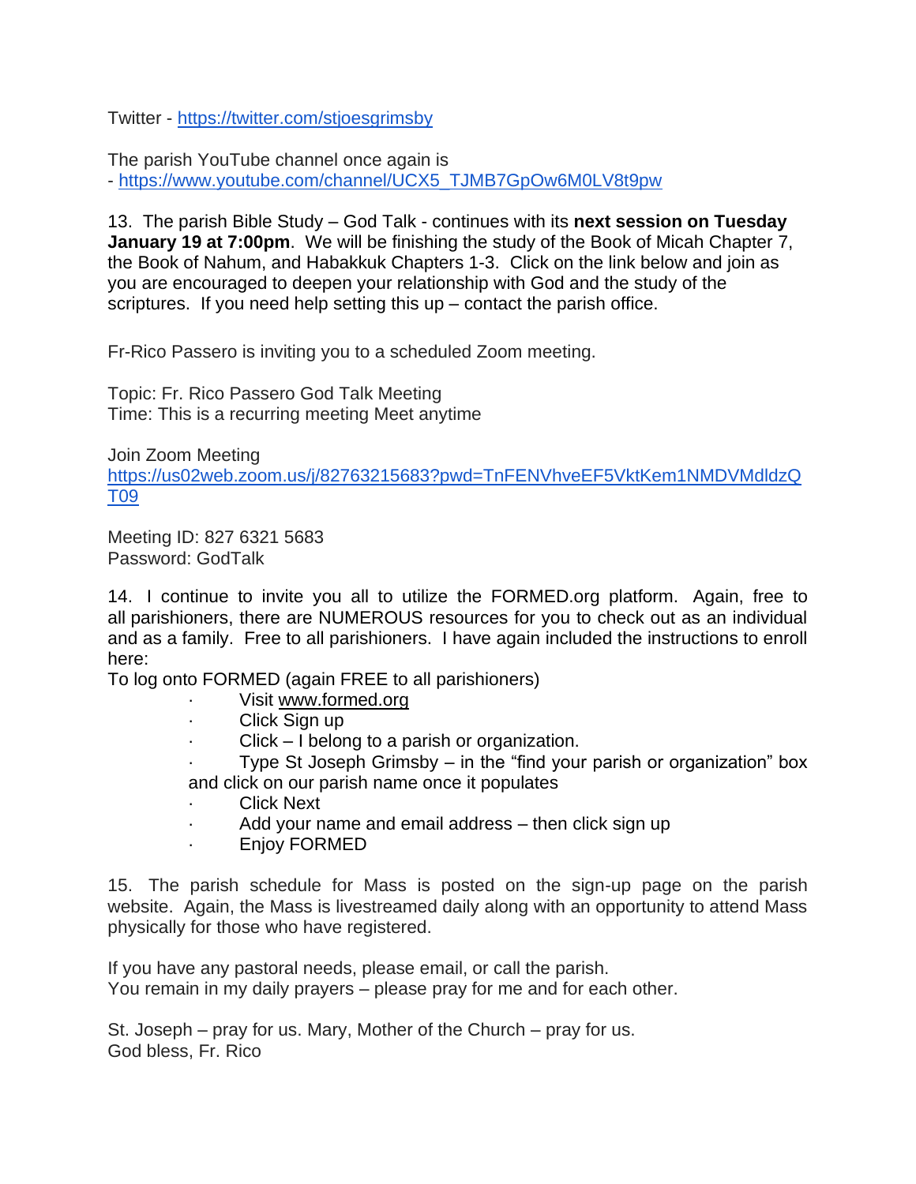Twitter - https://twitter.com/stjoesgrimsby

The parish YouTube channel once again is
- https://www.youtube.com/channel/UCX5_TJMB7GpOw6M0LV8t9pw

13. The parish Bible Study – God Talk - continues with its **next session on Tuesday January 19 at 7:00pm**. We will be finishing the study of the Book of Micah Chapter 7, the Book of Nahum, and Habakkuk Chapters 1-3. Click on the link below and join as you are encouraged to deepen your relationship with God and the study of the scriptures. If you need help setting this up – contact the parish office.

Fr-Rico Passero is inviting you to a scheduled Zoom meeting.

Topic: Fr. Rico Passero God Talk Meeting
Time: This is a recurring meeting Meet anytime

Join Zoom Meeting
https://us02web.zoom.us/j/82763215683?pwd=TnFENVhveEF5VktKem1NMDVMdldzQT09

Meeting ID: 827 6321 5683
Password: GodTalk

14. I continue to invite you all to utilize the FORMED.org platform. Again, free to all parishioners, there are NUMEROUS resources for you to check out as an individual and as a family. Free to all parishioners. I have again included the instructions to enroll here:
To log onto FORMED (again FREE to all parishioners)

- Visit www.formed.org
- Click Sign up
- Click – I belong to a parish or organization.
- Type St Joseph Grimsby – in the "find your parish or organization" box and click on our parish name once it populates
- Click Next
- Add your name and email address – then click sign up
- Enjoy FORMED

15. The parish schedule for Mass is posted on the sign-up page on the parish website. Again, the Mass is livestreamed daily along with an opportunity to attend Mass physically for those who have registered.

If you have any pastoral needs, please email, or call the parish.
You remain in my daily prayers – please pray for me and for each other.

St. Joseph – pray for us. Mary, Mother of the Church – pray for us.
God bless, Fr. Rico